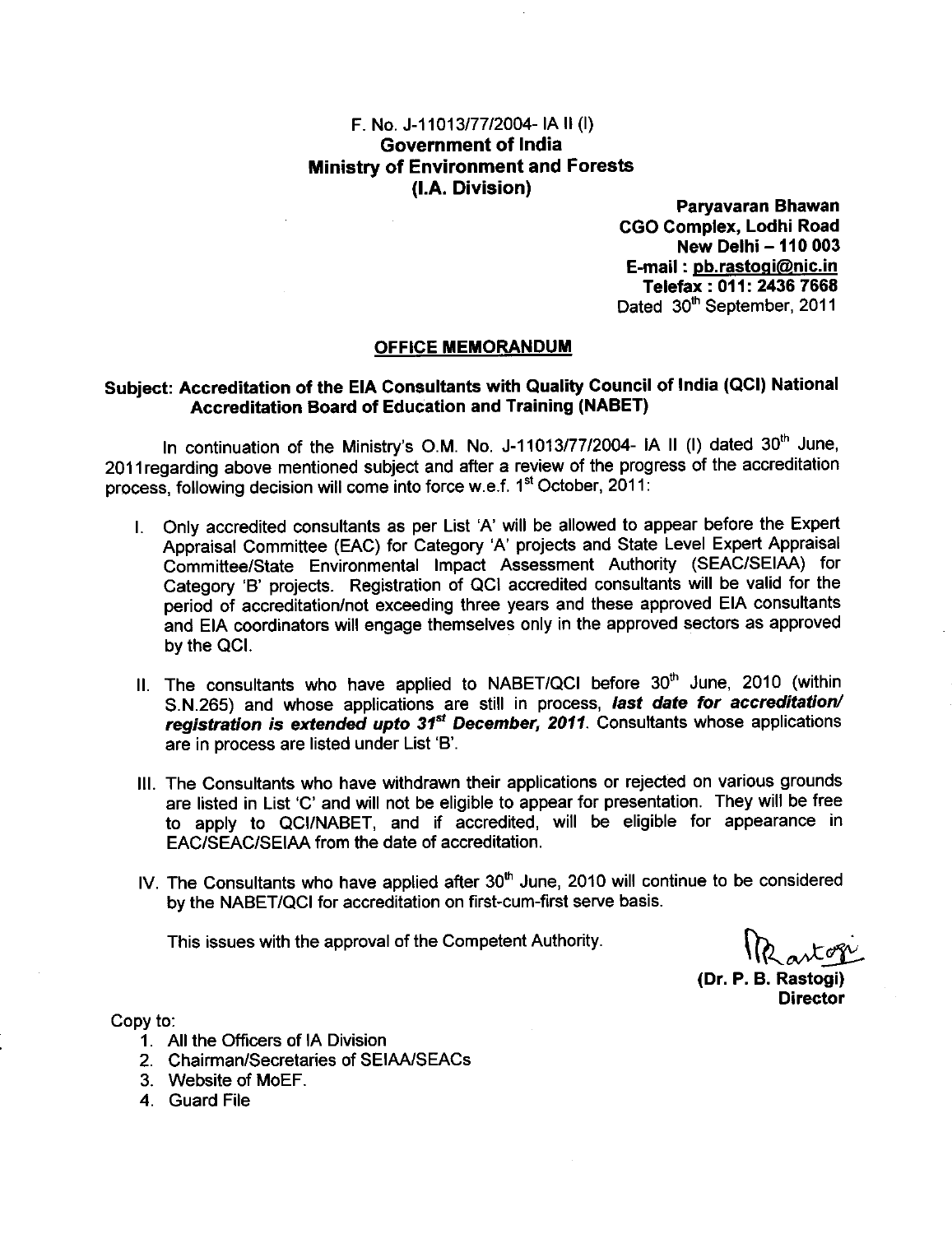F. No. J-11013/77/2004- IA II (I)

**Government of India**

**Ministry of Environment and Forests**

**(I.A. Division)**

**Paryavaran Bhawan**
**CGO Complex, Lodhi Road**
**New Delhi – 110 003**
**E-mail : pb.rastogi@nic.in**
**Telefax : 011: 2436 7668**
Dated 30th September, 2011

## OFFICE MEMORANDUM

**Subject: Accreditation of the EIA Consultants with Quality Council of India (QCI) National Accreditation Board of Education and Training (NABET)**

In continuation of the Ministry's O.M. No. J-11013/77/2004- IA II (I) dated 30th June, 2011regarding above mentioned subject and after a review of the progress of the accreditation process, following decision will come into force w.e.f. 1st October, 2011:

I. Only accredited consultants as per List 'A' will be allowed to appear before the Expert Appraisal Committee (EAC) for Category 'A' projects and State Level Expert Appraisal Committee/State Environmental Impact Assessment Authority (SEAC/SEIAA) for Category 'B' projects. Registration of QCI accredited consultants will be valid for the period of accreditation/not exceeding three years and these approved EIA consultants and EIA coordinators will engage themselves only in the approved sectors as approved by the QCI.

II. The consultants who have applied to NABET/QCI before 30th June, 2010 (within S.N.265) and whose applications are still in process, ***last date for accreditation/ registration is extended upto 31st December, 2011***. Consultants whose applications are in process are listed under List 'B'.

III. The Consultants who have withdrawn their applications or rejected on various grounds are listed in List 'C' and will not be eligible to appear for presentation. They will be free to apply to QCI/NABET, and if accredited, will be eligible for appearance in EAC/SEAC/SEIAA from the date of accreditation.

IV. The Consultants who have applied after 30th June, 2010 will continue to be considered by the NABET/QCI for accreditation on first-cum-first serve basis.

This issues with the approval of the Competent Authority.

**(Dr. P. B. Rastogi)**
**Director**

Copy to:

1. All the Officers of IA Division
2. Chairman/Secretaries of SEIAA/SEACs
3. Website of MoEF.
4. Guard File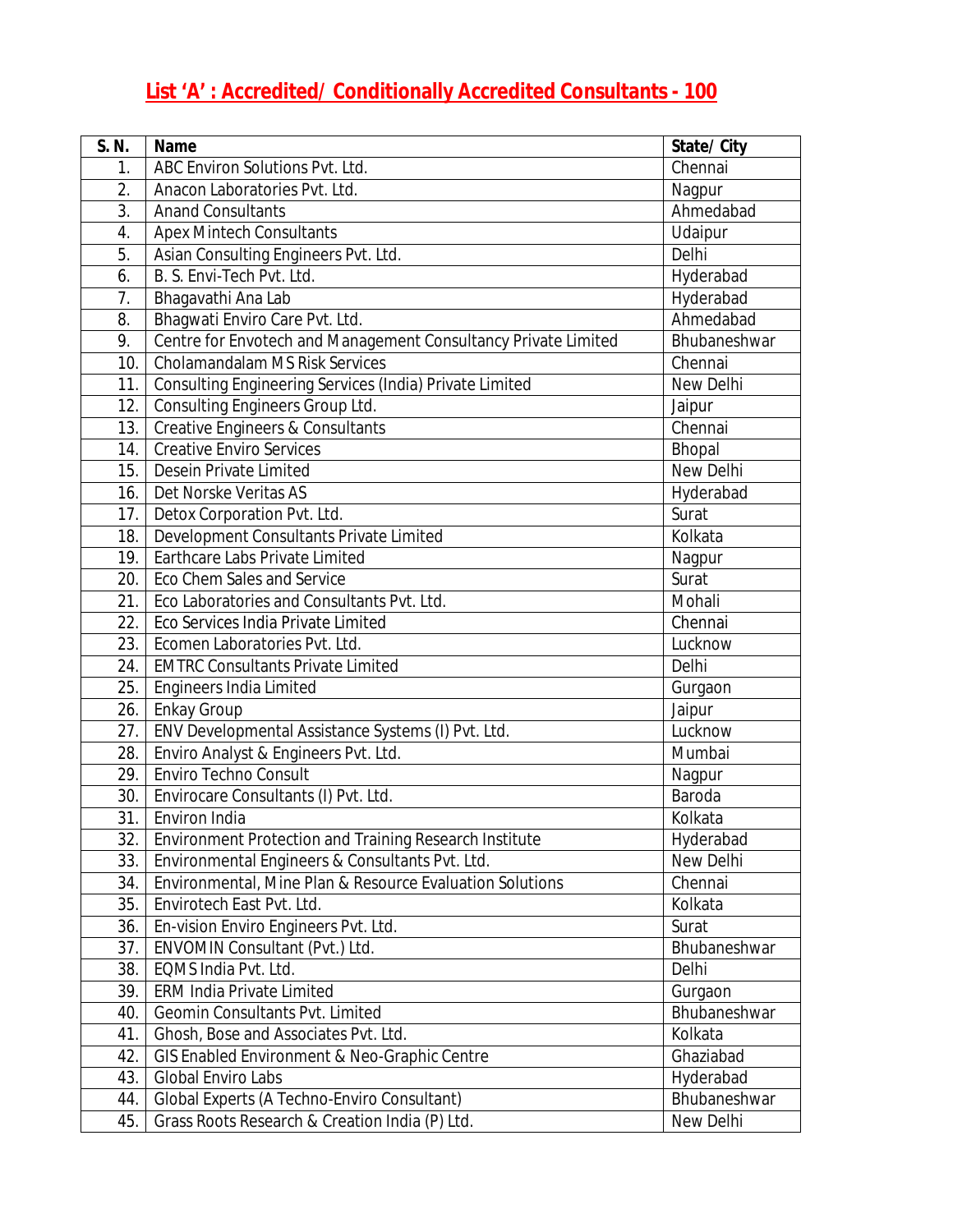## List 'A' : Accredited/ Conditionally Accredited Consultants - 100

| S. N. | Name | State/ City |
|---|---|---|
| 1. | ABC Environ Solutions Pvt. Ltd. | Chennai |
| 2. | Anacon Laboratories Pvt. Ltd. | Nagpur |
| 3. | Anand Consultants | Ahmedabad |
| 4. | Apex Mintech Consultants | Udaipur |
| 5. | Asian Consulting Engineers Pvt. Ltd. | Delhi |
| 6. | B. S. Envi-Tech Pvt. Ltd. | Hyderabad |
| 7. | Bhagavathi Ana Lab | Hyderabad |
| 8. | Bhagwati Enviro Care Pvt. Ltd. | Ahmedabad |
| 9. | Centre for Envotech and Management Consultancy Private Limited | Bhubaneshwar |
| 10. | Cholamandalam MS Risk Services | Chennai |
| 11. | Consulting Engineering Services (India) Private Limited | New Delhi |
| 12. | Consulting Engineers Group Ltd. | Jaipur |
| 13. | Creative Engineers & Consultants | Chennai |
| 14. | Creative Enviro Services | Bhopal |
| 15. | Desein Private Limited | New Delhi |
| 16. | Det Norske Veritas AS | Hyderabad |
| 17. | Detox Corporation Pvt. Ltd. | Surat |
| 18. | Development Consultants Private Limited | Kolkata |
| 19. | Earthcare Labs Private Limited | Nagpur |
| 20. | Eco Chem Sales and Service | Surat |
| 21. | Eco Laboratories and Consultants Pvt. Ltd. | Mohali |
| 22. | Eco Services India Private Limited | Chennai |
| 23. | Ecomen Laboratories Pvt. Ltd. | Lucknow |
| 24. | EMTRC Consultants Private Limited | Delhi |
| 25. | Engineers India Limited | Gurgaon |
| 26. | Enkay Group | Jaipur |
| 27. | ENV Developmental Assistance Systems (I) Pvt. Ltd. | Lucknow |
| 28. | Enviro Analyst & Engineers Pvt. Ltd. | Mumbai |
| 29. | Enviro Techno Consult | Nagpur |
| 30. | Envirocare Consultants (I) Pvt. Ltd. | Baroda |
| 31. | Environ India | Kolkata |
| 32. | Environment Protection and Training Research Institute | Hyderabad |
| 33. | Environmental Engineers & Consultants Pvt. Ltd. | New Delhi |
| 34. | Environmental, Mine Plan & Resource Evaluation Solutions | Chennai |
| 35. | Envirotech East Pvt. Ltd. | Kolkata |
| 36. | En-vision Enviro Engineers Pvt. Ltd. | Surat |
| 37. | ENVOMIN Consultant (Pvt.) Ltd. | Bhubaneshwar |
| 38. | EQMS India Pvt. Ltd. | Delhi |
| 39. | ERM India Private Limited | Gurgaon |
| 40. | Geomin Consultants Pvt. Limited | Bhubaneshwar |
| 41. | Ghosh, Bose and Associates Pvt. Ltd. | Kolkata |
| 42. | GIS Enabled Environment & Neo-Graphic Centre | Ghaziabad |
| 43. | Global Enviro Labs | Hyderabad |
| 44. | Global Experts (A Techno-Enviro Consultant) | Bhubaneshwar |
| 45. | Grass Roots Research & Creation India (P) Ltd. | New Delhi |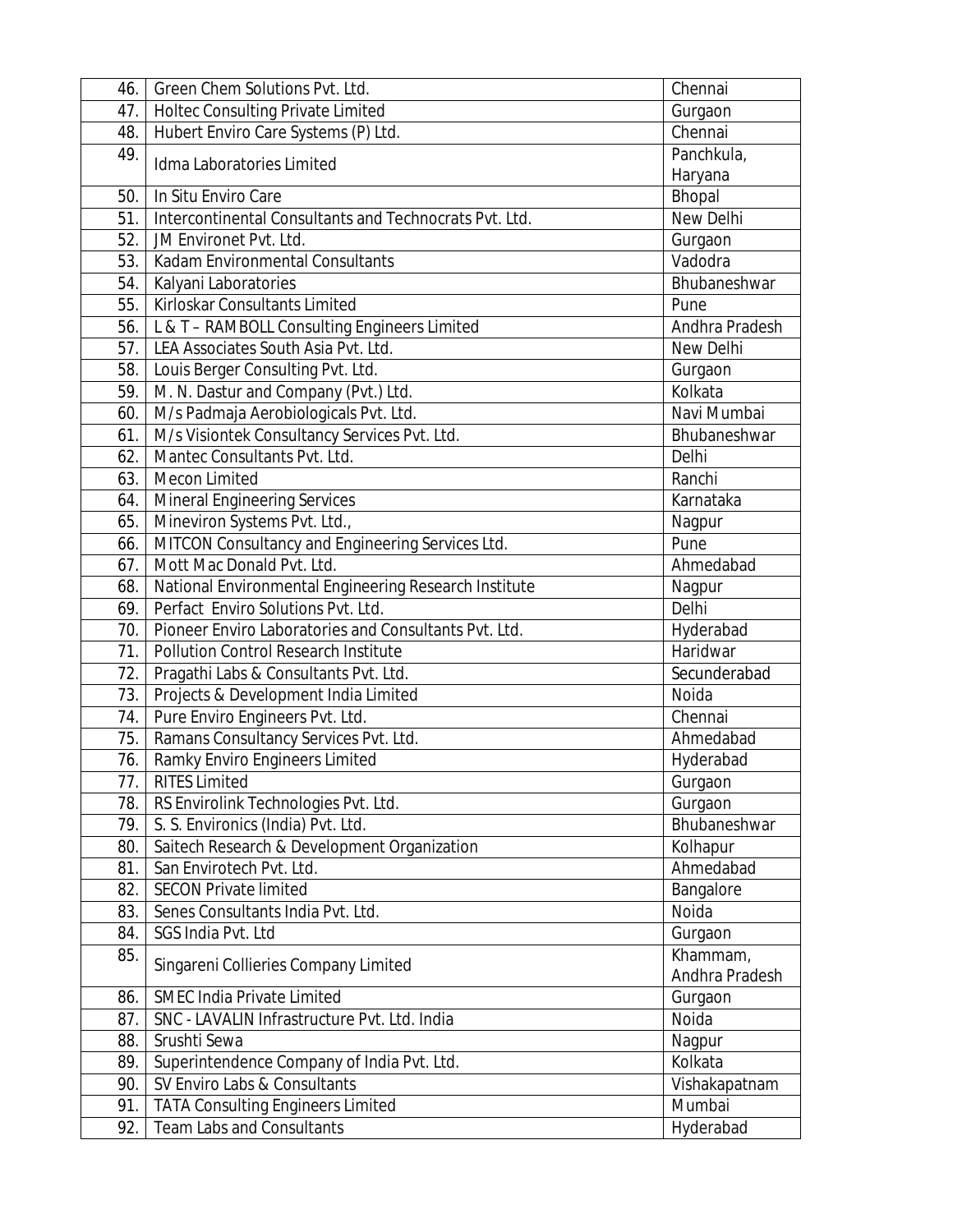| | | |
|---|---|---|
| 46. | Green Chem Solutions Pvt. Ltd. | Chennai |
| 47. | Holtec Consulting Private Limited | Gurgaon |
| 48. | Hubert Enviro Care Systems (P) Ltd. | Chennai |
| 49. | Idma Laboratories Limited | Panchkula, Haryana |
| 50. | In Situ Enviro Care | Bhopal |
| 51. | Intercontinental Consultants and Technocrats Pvt. Ltd. | New Delhi |
| 52. | JM Environet Pvt. Ltd. | Gurgaon |
| 53. | Kadam Environmental Consultants | Vadodra |
| 54. | Kalyani Laboratories | Bhubaneshwar |
| 55. | Kirloskar Consultants Limited | Pune |
| 56. | L & T – RAMBOLL Consulting Engineers Limited | Andhra Pradesh |
| 57. | LEA Associates South Asia Pvt. Ltd. | New Delhi |
| 58. | Louis Berger Consulting Pvt. Ltd. | Gurgaon |
| 59. | M. N. Dastur and Company (Pvt.) Ltd. | Kolkata |
| 60. | M/s Padmaja Aerobiologicals Pvt. Ltd. | Navi Mumbai |
| 61. | M/s Visiontek Consultancy Services Pvt. Ltd. | Bhubaneshwar |
| 62. | Mantec Consultants Pvt. Ltd. | Delhi |
| 63. | Mecon Limited | Ranchi |
| 64. | Mineral Engineering Services | Karnataka |
| 65. | Mineviron Systems Pvt. Ltd., | Nagpur |
| 66. | MITCON Consultancy and Engineering Services Ltd. | Pune |
| 67. | Mott Mac Donald Pvt. Ltd. | Ahmedabad |
| 68. | National Environmental Engineering Research Institute | Nagpur |
| 69. | Perfact Enviro Solutions Pvt. Ltd. | Delhi |
| 70. | Pioneer Enviro Laboratories and Consultants Pvt. Ltd. | Hyderabad |
| 71. | Pollution Control Research Institute | Haridwar |
| 72. | Pragathi Labs & Consultants Pvt. Ltd. | Secunderabad |
| 73. | Projects & Development India Limited | Noida |
| 74. | Pure Enviro Engineers Pvt. Ltd. | Chennai |
| 75. | Ramans Consultancy Services Pvt. Ltd. | Ahmedabad |
| 76. | Ramky Enviro Engineers Limited | Hyderabad |
| 77. | RITES Limited | Gurgaon |
| 78. | RS Envirolink Technologies Pvt. Ltd. | Gurgaon |
| 79. | S. S. Environics (India) Pvt. Ltd. | Bhubaneshwar |
| 80. | Saitech Research & Development Organization | Kolhapur |
| 81. | San Envirotech Pvt. Ltd. | Ahmedabad |
| 82. | SECON Private limited | Bangalore |
| 83. | Senes Consultants India Pvt. Ltd. | Noida |
| 84. | SGS India Pvt. Ltd | Gurgaon |
| 85. | Singareni Collieries Company Limited | Khammam, Andhra Pradesh |
| 86. | SMEC India Private Limited | Gurgaon |
| 87. | SNC - LAVALIN Infrastructure Pvt. Ltd. India | Noida |
| 88. | Srushti Sewa | Nagpur |
| 89. | Superintendence Company of India Pvt. Ltd. | Kolkata |
| 90. | SV Enviro Labs & Consultants | Vishakapatnam |
| 91. | TATA Consulting Engineers Limited | Mumbai |
| 92. | Team Labs and Consultants | Hyderabad |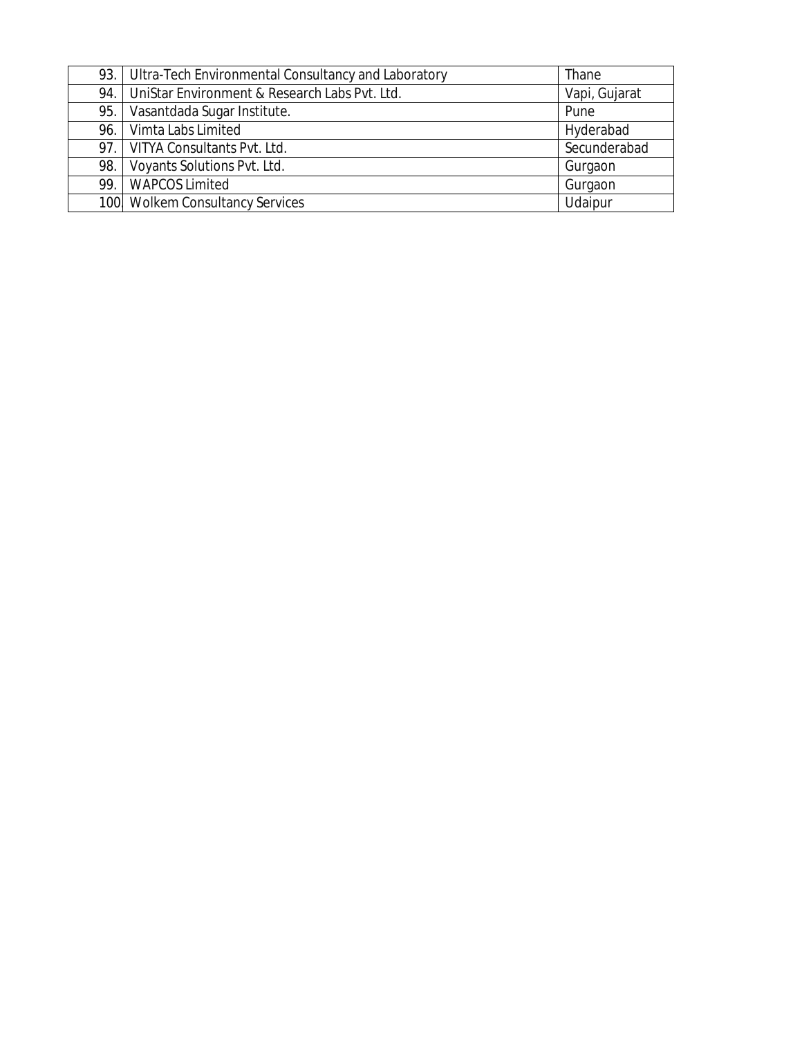| | | |
|---|---|---|
| 93. | Ultra-Tech Environmental Consultancy and Laboratory | Thane |
| 94. | UniStar Environment & Research Labs Pvt. Ltd. | Vapi, Gujarat |
| 95. | Vasantdada Sugar Institute. | Pune |
| 96. | Vimta Labs Limited | Hyderabad |
| 97. | VITYA Consultants Pvt. Ltd. | Secunderabad |
| 98. | Voyants Solutions Pvt. Ltd. | Gurgaon |
| 99. | WAPCOS Limited | Gurgaon |
| 100. | Wolkem Consultancy Services | Udaipur |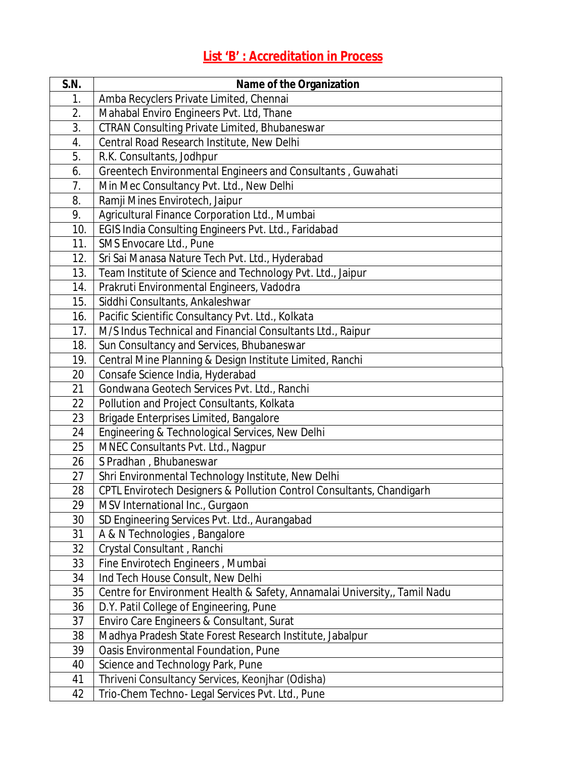## List 'B' : Accreditation in Process

| S.N. | Name of the Organization |
|---|---|
| 1. | Amba Recyclers Private Limited, Chennai |
| 2. | Mahabal Enviro Engineers Pvt. Ltd, Thane |
| 3. | CTRAN Consulting Private Limited, Bhubaneswar |
| 4. | Central Road Research Institute, New Delhi |
| 5. | R.K. Consultants, Jodhpur |
| 6. | Greentech Environmental Engineers and Consultants , Guwahati |
| 7. | Min Mec Consultancy Pvt. Ltd., New Delhi |
| 8. | Ramji Mines Envirotech, Jaipur |
| 9. | Agricultural Finance Corporation Ltd., Mumbai |
| 10. | EGIS India Consulting Engineers Pvt. Ltd., Faridabad |
| 11. | SMS Envocare Ltd., Pune |
| 12. | Sri Sai Manasa Nature Tech Pvt. Ltd., Hyderabad |
| 13. | Team Institute of Science and Technology Pvt. Ltd., Jaipur |
| 14. | Prakruti Environmental Engineers, Vadodra |
| 15. | Siddhi Consultants, Ankaleshwar |
| 16. | Pacific Scientific Consultancy Pvt. Ltd., Kolkata |
| 17. | M/S Indus Technical and Financial Consultants Ltd., Raipur |
| 18. | Sun Consultancy and Services, Bhubaneswar |
| 19. | Central Mine Planning & Design Institute Limited, Ranchi |
| 20 | Consafe Science India, Hyderabad |
| 21 | Gondwana Geotech Services Pvt. Ltd., Ranchi |
| 22 | Pollution and Project Consultants, Kolkata |
| 23 | Brigade Enterprises Limited, Bangalore |
| 24 | Engineering & Technological Services, New Delhi |
| 25 | MNEC Consultants Pvt. Ltd., Nagpur |
| 26 | S Pradhan , Bhubaneswar |
| 27 | Shri Environmental Technology Institute, New Delhi |
| 28 | CPTL Envirotech Designers & Pollution Control Consultants, Chandigarh |
| 29 | MSV International Inc., Gurgaon |
| 30 | SD Engineering Services Pvt. Ltd., Aurangabad |
| 31 | A & N Technologies , Bangalore |
| 32 | Crystal Consultant , Ranchi |
| 33 | Fine Envirotech Engineers , Mumbai |
| 34 | Ind Tech House Consult, New Delhi |
| 35 | Centre for Environment Health & Safety, Annamalai University,, Tamil Nadu |
| 36 | D.Y. Patil College of Engineering, Pune |
| 37 | Enviro Care Engineers & Consultant, Surat |
| 38 | Madhya Pradesh State Forest Research Institute, Jabalpur |
| 39 | Oasis Environmental Foundation, Pune |
| 40 | Science and Technology Park, Pune |
| 41 | Thriveni Consultancy Services, Keonjhar (Odisha) |
| 42 | Trio-Chem Techno- Legal Services Pvt. Ltd., Pune |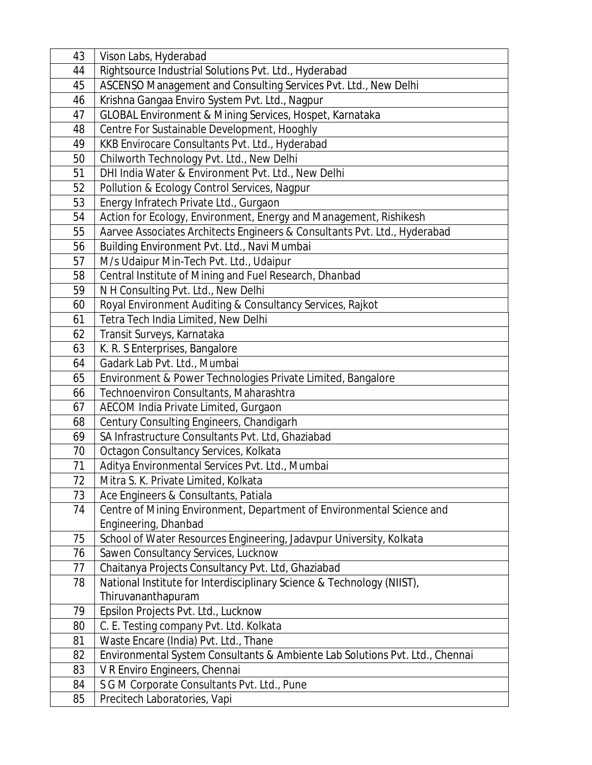| | |
|---|---|
| 43 | Vison Labs, Hyderabad |
| 44 | Rightsource Industrial Solutions Pvt. Ltd., Hyderabad |
| 45 | ASCENSO Management and Consulting Services Pvt. Ltd., New Delhi |
| 46 | Krishna Gangaa Enviro System Pvt. Ltd., Nagpur |
| 47 | GLOBAL Environment & Mining Services, Hospet, Karnataka |
| 48 | Centre For Sustainable Development, Hooghly |
| 49 | KKB Envirocare Consultants Pvt. Ltd., Hyderabad |
| 50 | Chilworth Technology Pvt. Ltd., New Delhi |
| 51 | DHI India Water & Environment Pvt. Ltd., New Delhi |
| 52 | Pollution & Ecology Control Services, Nagpur |
| 53 | Energy Infratech Private Ltd., Gurgaon |
| 54 | Action for Ecology, Environment, Energy and Management, Rishikesh |
| 55 | Aarvee Associates Architects Engineers & Consultants Pvt. Ltd., Hyderabad |
| 56 | Building Environment Pvt. Ltd., Navi Mumbai |
| 57 | M/s Udaipur Min-Tech Pvt. Ltd., Udaipur |
| 58 | Central Institute of Mining and Fuel Research, Dhanbad |
| 59 | N H Consulting Pvt. Ltd., New Delhi |
| 60 | Royal Environment Auditing & Consultancy Services, Rajkot |
| 61 | Tetra Tech India Limited, New Delhi |
| 62 | Transit Surveys, Karnataka |
| 63 | K. R. S Enterprises, Bangalore |
| 64 | Gadark Lab Pvt. Ltd., Mumbai |
| 65 | Environment & Power Technologies Private Limited, Bangalore |
| 66 | Technoenviron Consultants, Maharashtra |
| 67 | AECOM India Private Limited, Gurgaon |
| 68 | Century Consulting Engineers, Chandigarh |
| 69 | SA Infrastructure Consultants Pvt. Ltd, Ghaziabad |
| 70 | Octagon Consultancy Services, Kolkata |
| 71 | Aditya Environmental Services Pvt. Ltd., Mumbai |
| 72 | Mitra S. K. Private Limited, Kolkata |
| 73 | Ace Engineers & Consultants, Patiala |
| 74 | Centre of Mining Environment, Department of Environmental Science and Engineering, Dhanbad |
| 75 | School of Water Resources Engineering, Jadavpur University, Kolkata |
| 76 | Sawen Consultancy Services, Lucknow |
| 77 | Chaitanya Projects Consultancy Pvt. Ltd, Ghaziabad |
| 78 | National Institute for Interdisciplinary Science & Technology (NIIST), Thiruvananthapuram |
| 79 | Epsilon Projects Pvt. Ltd., Lucknow |
| 80 | C. E. Testing company Pvt. Ltd. Kolkata |
| 81 | Waste Encare (India) Pvt. Ltd., Thane |
| 82 | Environmental System Consultants & Ambiente Lab Solutions Pvt. Ltd., Chennai |
| 83 | V R Enviro Engineers, Chennai |
| 84 | S G M Corporate Consultants Pvt. Ltd., Pune |
| 85 | Precitech Laboratories, Vapi |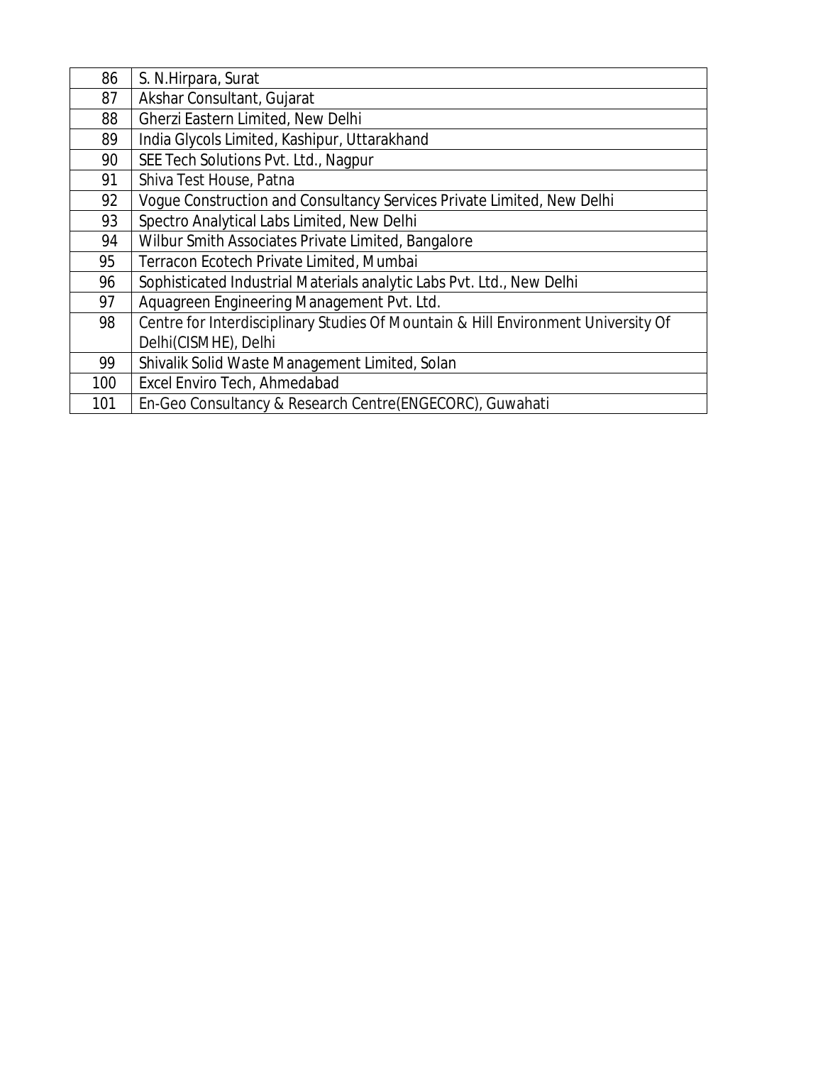| | |
|---|---|
| 86 | S. N.Hirpara, Surat |
| 87 | Akshar Consultant, Gujarat |
| 88 | Gherzi Eastern Limited, New Delhi |
| 89 | India Glycols Limited, Kashipur, Uttarakhand |
| 90 | SEE Tech Solutions Pvt. Ltd., Nagpur |
| 91 | Shiva Test House, Patna |
| 92 | Vogue Construction and Consultancy Services Private Limited, New Delhi |
| 93 | Spectro Analytical Labs Limited, New Delhi |
| 94 | Wilbur Smith Associates Private Limited, Bangalore |
| 95 | Terracon Ecotech Private Limited, Mumbai |
| 96 | Sophisticated Industrial Materials analytic Labs Pvt. Ltd., New Delhi |
| 97 | Aquagreen Engineering Management Pvt. Ltd. |
| 98 | Centre for Interdisciplinary Studies Of Mountain & Hill Environment University Of Delhi(CISMHE), Delhi |
| 99 | Shivalik Solid Waste Management Limited, Solan |
| 100 | Excel Enviro Tech, Ahmedabad |
| 101 | En-Geo Consultancy & Research Centre(ENGECORC), Guwahati |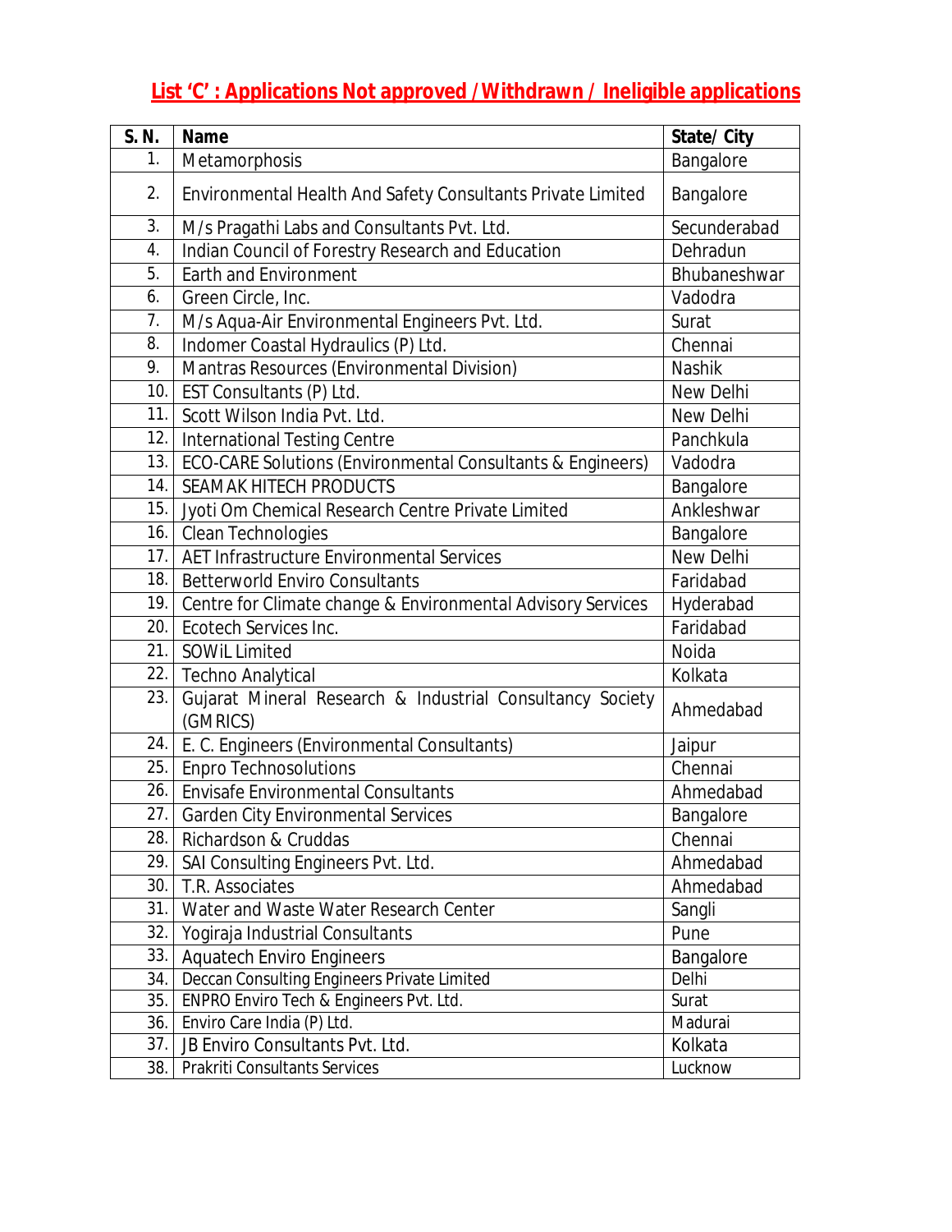## List 'C' : Applications Not approved / Withdrawn / Ineligible applications

| S. N. | Name | State/ City |
|---|---|---|
| 1. | Metamorphosis | Bangalore |
| 2. | Environmental Health And Safety Consultants Private Limited | Bangalore |
| 3. | M/s Pragathi Labs and Consultants Pvt. Ltd. | Secunderabad |
| 4. | Indian Council of Forestry Research and Education | Dehradun |
| 5. | Earth and Environment | Bhubaneshwar |
| 6. | Green Circle, Inc. | Vadodra |
| 7. | M/s Aqua-Air Environmental Engineers Pvt. Ltd. | Surat |
| 8. | Indomer Coastal Hydraulics (P) Ltd. | Chennai |
| 9. | Mantras Resources (Environmental Division) | Nashik |
| 10. | EST Consultants (P) Ltd. | New Delhi |
| 11. | Scott Wilson India Pvt. Ltd. | New Delhi |
| 12. | International Testing Centre | Panchkula |
| 13. | ECO-CARE Solutions (Environmental Consultants & Engineers) | Vadodra |
| 14. | SEAMAK HITECH PRODUCTS | Bangalore |
| 15. | Jyoti Om Chemical Research Centre Private Limited | Ankleshwar |
| 16. | Clean Technologies | Bangalore |
| 17. | AET Infrastructure Environmental Services | New Delhi |
| 18. | Betterworld Enviro Consultants | Faridabad |
| 19. | Centre for Climate change & Environmental Advisory Services | Hyderabad |
| 20. | Ecotech Services Inc. | Faridabad |
| 21. | SOWiL Limited | Noida |
| 22. | Techno Analytical | Kolkata |
| 23. | Gujarat Mineral Research & Industrial Consultancy Society (GMRICS) | Ahmedabad |
| 24. | E. C. Engineers (Environmental Consultants) | Jaipur |
| 25. | Enpro Technosolutions | Chennai |
| 26. | Envisafe Environmental Consultants | Ahmedabad |
| 27. | Garden City Environmental Services | Bangalore |
| 28. | Richardson & Cruddas | Chennai |
| 29. | SAI Consulting Engineers Pvt. Ltd. | Ahmedabad |
| 30. | T.R. Associates | Ahmedabad |
| 31. | Water and Waste Water Research Center | Sangli |
| 32. | Yogiraja Industrial Consultants | Pune |
| 33. | Aquatech Enviro Engineers | Bangalore |
| 34. | Deccan Consulting Engineers Private Limited | Delhi |
| 35. | ENPRO Enviro Tech & Engineers Pvt. Ltd. | Surat |
| 36. | Enviro Care India (P) Ltd. | Madurai |
| 37. | JB Enviro Consultants Pvt. Ltd. | Kolkata |
| 38. | Prakriti Consultants Services | Lucknow |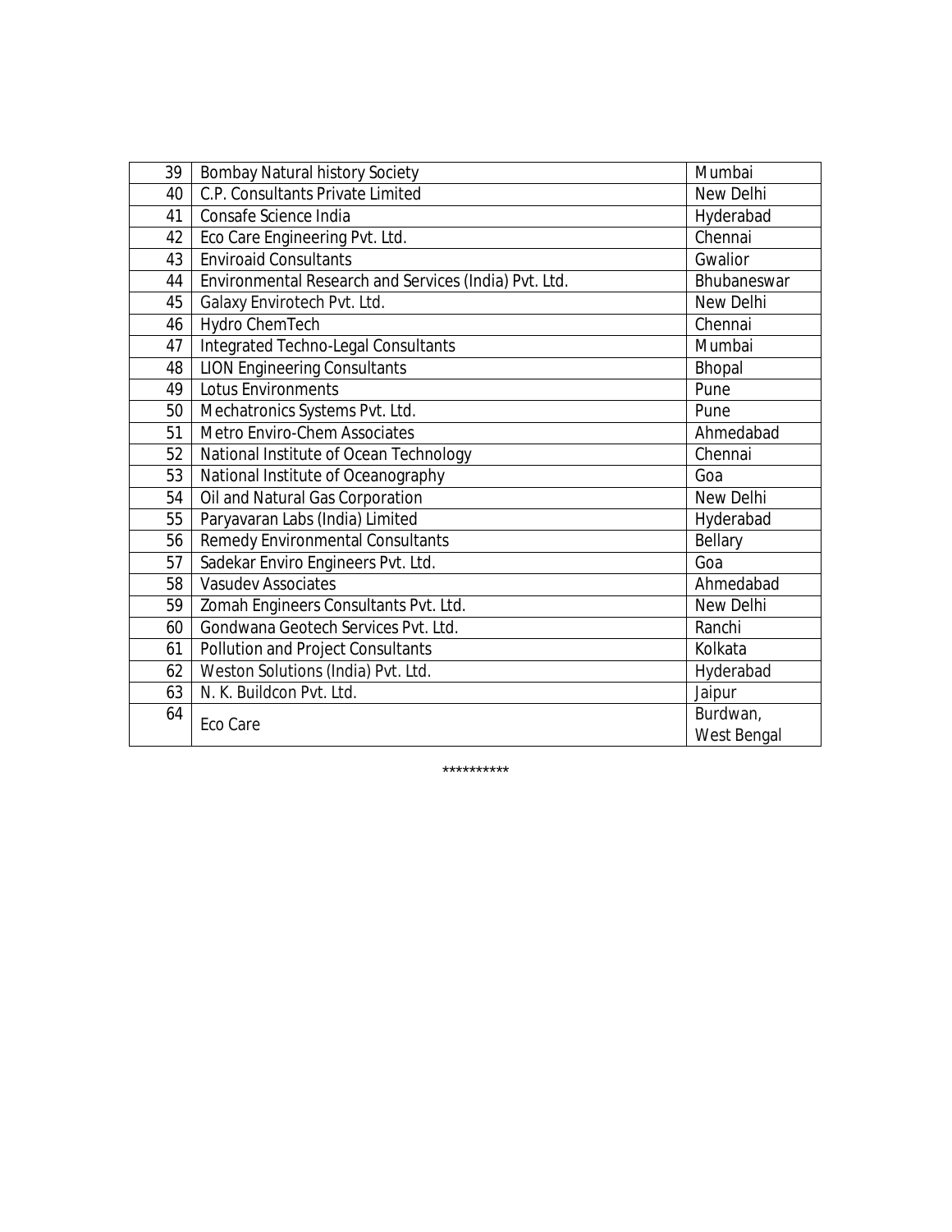| | | |
|---|---|---|
| 39 | Bombay Natural history Society | Mumbai |
| 40 | C.P. Consultants Private Limited | New Delhi |
| 41 | Consafe Science India | Hyderabad |
| 42 | Eco Care Engineering Pvt. Ltd. | Chennai |
| 43 | Enviroaid Consultants | Gwalior |
| 44 | Environmental Research and Services (India) Pvt. Ltd. | Bhubaneswar |
| 45 | Galaxy Envirotech Pvt. Ltd. | New Delhi |
| 46 | Hydro ChemTech | Chennai |
| 47 | Integrated Techno-Legal Consultants | Mumbai |
| 48 | LION Engineering Consultants | Bhopal |
| 49 | Lotus Environments | Pune |
| 50 | Mechatronics Systems Pvt. Ltd. | Pune |
| 51 | Metro Enviro-Chem Associates | Ahmedabad |
| 52 | National Institute of Ocean Technology | Chennai |
| 53 | National Institute of Oceanography | Goa |
| 54 | Oil and Natural Gas Corporation | New Delhi |
| 55 | Paryavaran Labs (India) Limited | Hyderabad |
| 56 | Remedy Environmental Consultants | Bellary |
| 57 | Sadekar Enviro Engineers Pvt. Ltd. | Goa |
| 58 | Vasudev Associates | Ahmedabad |
| 59 | Zomah Engineers Consultants Pvt. Ltd. | New Delhi |
| 60 | Gondwana Geotech Services Pvt. Ltd. | Ranchi |
| 61 | Pollution and Project Consultants | Kolkata |
| 62 | Weston Solutions (India) Pvt. Ltd. | Hyderabad |
| 63 | N. K. Buildcon Pvt. Ltd. | Jaipur |
| 64 | Eco Care | Burdwan, West Bengal |

**********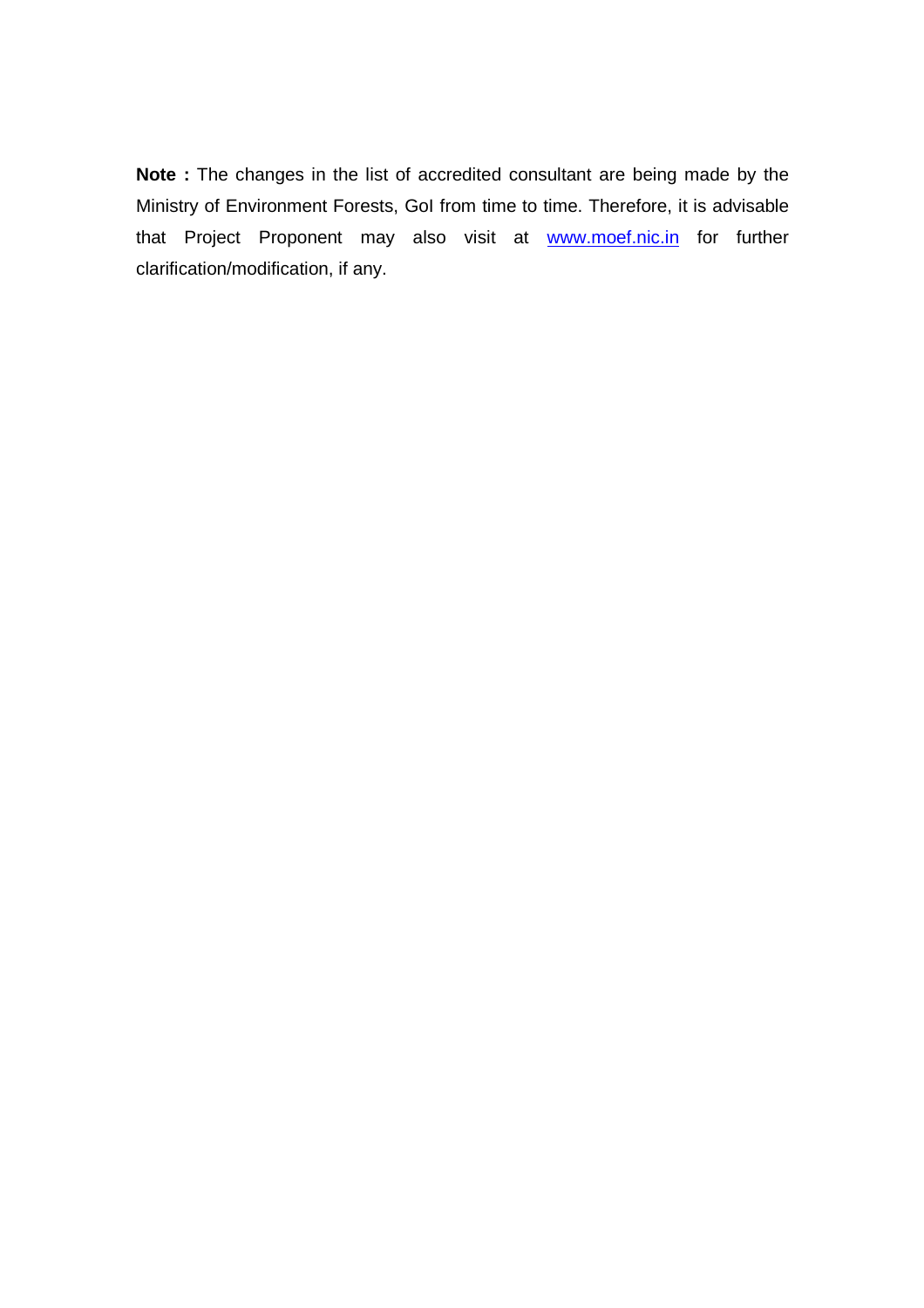**Note :** The changes in the list of accredited consultant are being made by the Ministry of Environment Forests, GoI from time to time. Therefore, it is advisable that Project Proponent may also visit at www.moef.nic.in for further clarification/modification, if any.